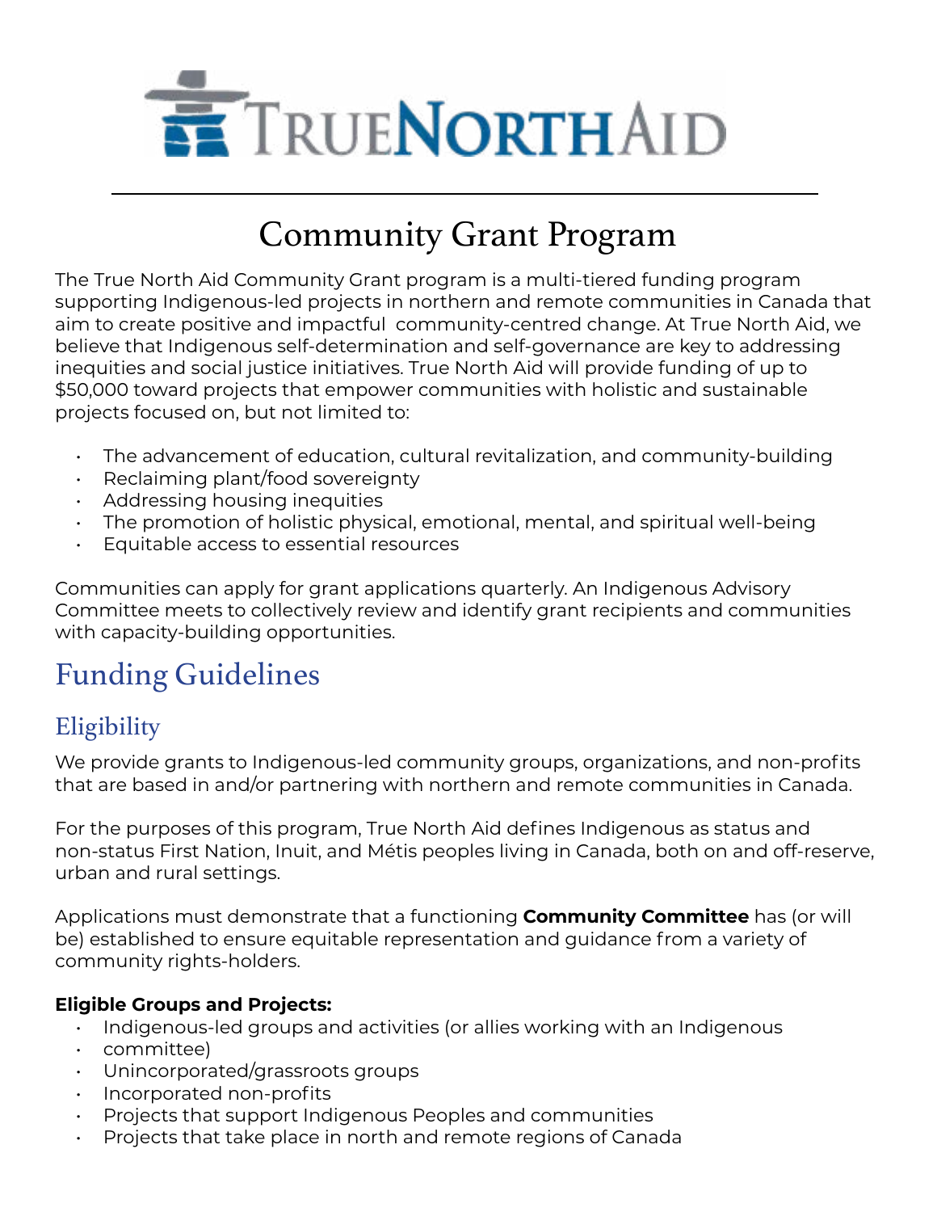TRUE NORTH AID

# Community Grant Program

The True North Aid Community Grant program is a multi-tiered funding program supporting Indigenous-led projects in northern and remote communities in Canada that aim to create positive and impactful community-centred change. At True North Aid, we believe that Indigenous self-determination and self-governance are key to addressing inequities and social justice initiatives. True North Aid will provide funding of up to $50,000 toward projects that empower communities with holistic and sustainable projects focused on, but not limited to:

- The advancement of education, cultural revitalization, and community-building
- Reclaiming plant/food sovereignty
- Addressing housing inequities
- The promotion of holistic physical, emotional, mental, and spiritual well-being
- Equitable access to essential resources

Communities can apply for grant applications quarterly. An Indigenous Advisory Committee meets to collectively review and identify grant recipients and communities with capacity-building opportunities.

## Funding Guidelines

### Eligibility

We provide grants to Indigenous-led community groups, organizations, and non-profits that are based in and/or partnering with northern and remote communities in Canada.

For the purposes of this program, True North Aid defines Indigenous as status and non-status First Nation, Inuit, and Métis peoples living in Canada, both on and off-reserve, urban and rural settings.

Applications must demonstrate that a functioning **Community Committee** has (or will be) established to ensure equitable representation and guidance from a variety of community rights-holders.

**Eligible Groups and Projects:**

- Indigenous-led groups and activities (or allies working with an Indigenous
- committee)
- Unincorporated/grassroots groups
- Incorporated non-profits
- Projects that support Indigenous Peoples and communities
- Projects that take place in north and remote regions of Canada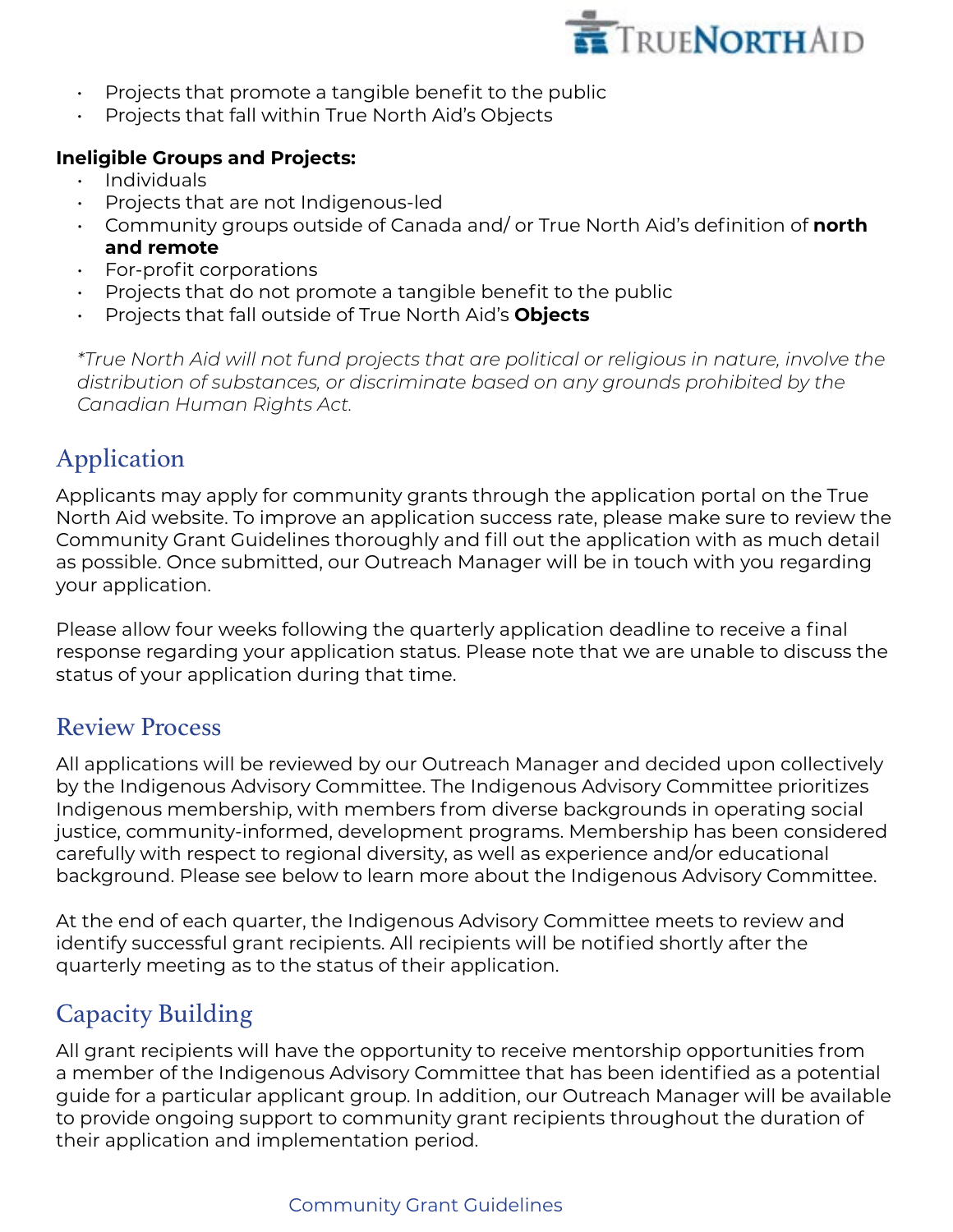- Projects that promote a tangible benefit to the public
- Projects that fall within True North Aid's Objects

**Ineligible Groups and Projects:**

- Individuals
- Projects that are not Indigenous-led
- Community groups outside of Canada and/ or True North Aid's definition of **north and remote**
- For-profit corporations
- Projects that do not promote a tangible benefit to the public
- Projects that fall outside of True North Aid's **Objects**

*\*True North Aid will not fund projects that are political or religious in nature, involve the distribution of substances, or discriminate based on any grounds prohibited by the Canadian Human Rights Act.*

## Application

Applicants may apply for community grants through the application portal on the True North Aid website. To improve an application success rate, please make sure to review the Community Grant Guidelines thoroughly and fill out the application with as much detail as possible. Once submitted, our Outreach Manager will be in touch with you regarding your application.

Please allow four weeks following the quarterly application deadline to receive a final response regarding your application status. Please note that we are unable to discuss the status of your application during that time.

## Review Process

All applications will be reviewed by our Outreach Manager and decided upon collectively by the Indigenous Advisory Committee. The Indigenous Advisory Committee prioritizes Indigenous membership, with members from diverse backgrounds in operating social justice, community-informed, development programs. Membership has been considered carefully with respect to regional diversity, as well as experience and/or educational background. Please see below to learn more about the Indigenous Advisory Committee.

At the end of each quarter, the Indigenous Advisory Committee meets to review and identify successful grant recipients. All recipients will be notified shortly after the quarterly meeting as to the status of their application.

## Capacity Building

All grant recipients will have the opportunity to receive mentorship opportunities from a member of the Indigenous Advisory Committee that has been identified as a potential guide for a particular applicant group. In addition, our Outreach Manager will be available to provide ongoing support to community grant recipients throughout the duration of their application and implementation period.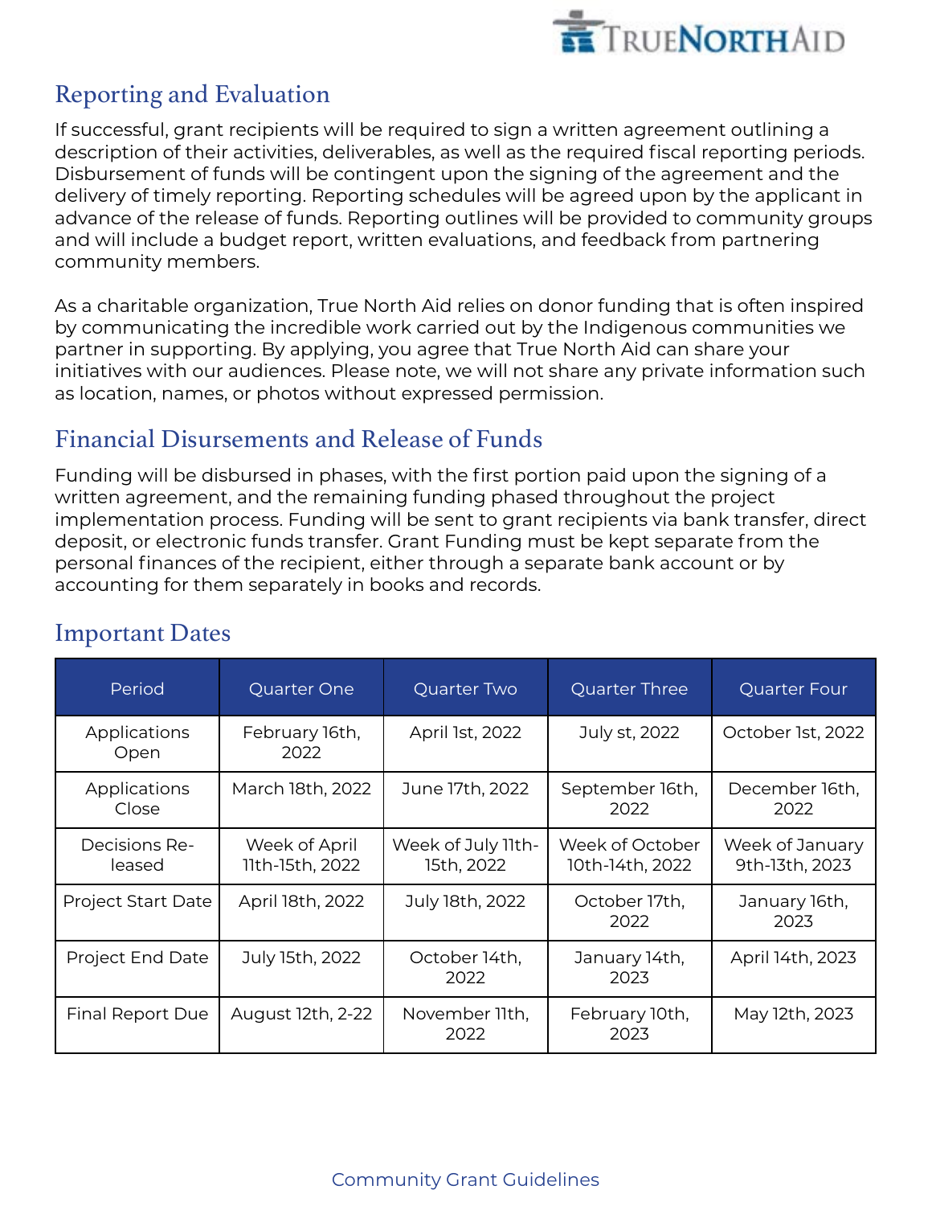## Reporting and Evaluation

If successful, grant recipients will be required to sign a written agreement outlining a description of their activities, deliverables, as well as the required fiscal reporting periods. Disbursement of funds will be contingent upon the signing of the agreement and the delivery of timely reporting. Reporting schedules will be agreed upon by the applicant in advance of the release of funds. Reporting outlines will be provided to community groups and will include a budget report, written evaluations, and feedback from partnering community members.

As a charitable organization, True North Aid relies on donor funding that is often inspired by communicating the incredible work carried out by the Indigenous communities we partner in supporting. By applying, you agree that True North Aid can share your initiatives with our audiences. Please note, we will not share any private information such as location, names, or photos without expressed permission.

## Financial Disursements and Release of Funds

Funding will be disbursed in phases, with the first portion paid upon the signing of a written agreement, and the remaining funding phased throughout the project implementation process. Funding will be sent to grant recipients via bank transfer, direct deposit, or electronic funds transfer. Grant Funding must be kept separate from the personal finances of the recipient, either through a separate bank account or by accounting for them separately in books and records.

## Important Dates

| Period | Quarter One | Quarter Two | Quarter Three | Quarter Four |
|---|---|---|---|---|
| Applications Open | February 16th, 2022 | April 1st, 2022 | July st, 2022 | October 1st, 2022 |
| Applications Close | March 18th, 2022 | June 17th, 2022 | September 16th, 2022 | December 16th, 2022 |
| Decisions Re-leased | Week of April 11th-15th, 2022 | Week of July 11th-15th, 2022 | Week of October 10th-14th, 2022 | Week of January 9th-13th, 2023 |
| Project Start Date | April 18th, 2022 | July 18th, 2022 | October 17th, 2022 | January 16th, 2023 |
| Project End Date | July 15th, 2022 | October 14th, 2022 | January 14th, 2023 | April 14th, 2023 |
| Final Report Due | August 12th, 2-22 | November 11th, 2022 | February 10th, 2023 | May 12th, 2023 |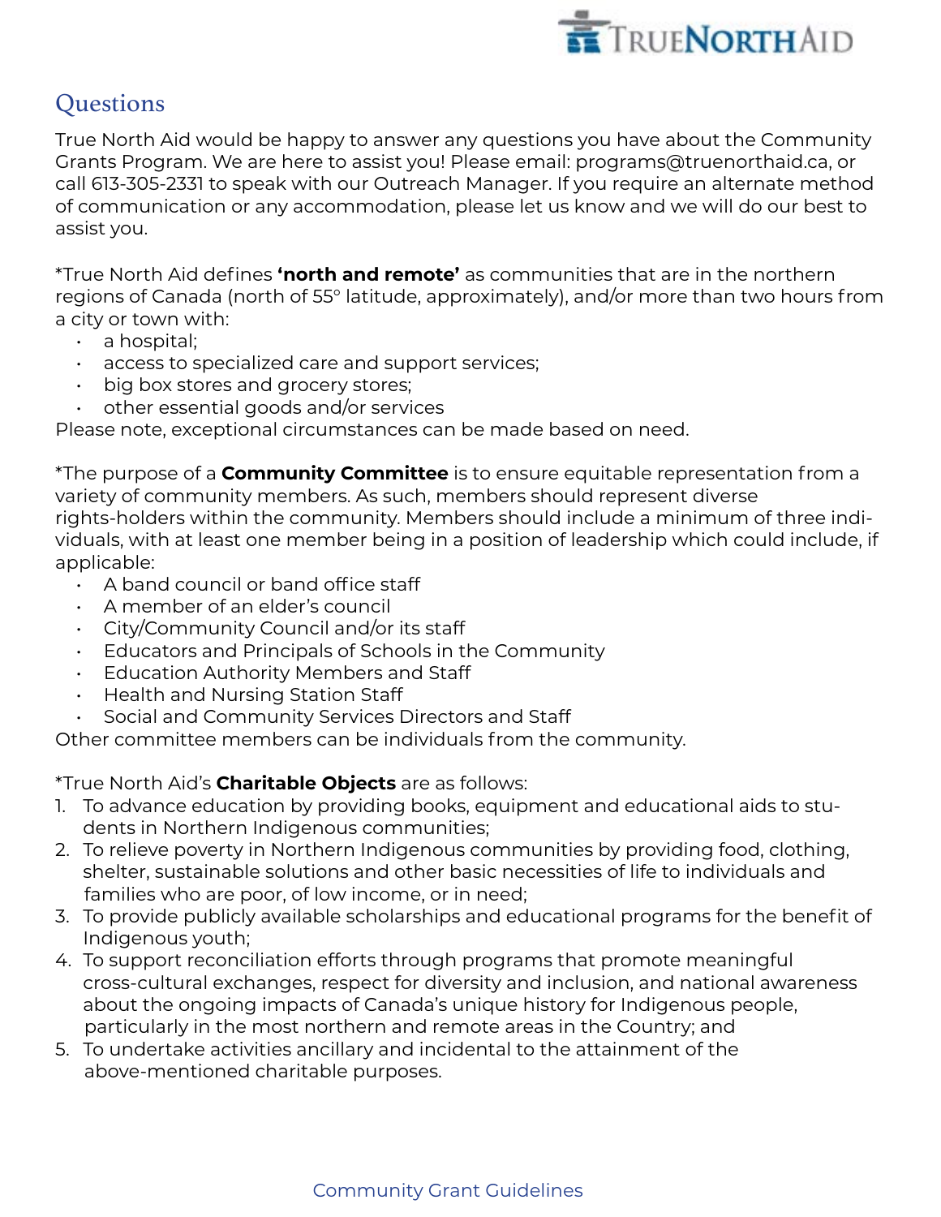## Questions

True North Aid would be happy to answer any questions you have about the Community Grants Program. We are here to assist you! Please email: programs@truenorthaid.ca, or call 613-305-2331 to speak with our Outreach Manager. If you require an alternate method of communication or any accommodation, please let us know and we will do our best to assist you.

*True North Aid defines **'north and remote'** as communities that are in the northern regions of Canada (north of 55° latitude, approximately), and/or more than two hours from a city or town with:

- a hospital;
- access to specialized care and support services;
- big box stores and grocery stores;
- other essential goods and/or services

Please note, exceptional circumstances can be made based on need.

*The purpose of a **Community Committee** is to ensure equitable representation from a variety of community members. As such, members should represent diverse rights-holders within the community. Members should include a minimum of three individuals, with at least one member being in a position of leadership which could include, if applicable:

- A band council or band office staff
- A member of an elder's council
- City/Community Council and/or its staff
- Educators and Principals of Schools in the Community
- Education Authority Members and Staff
- Health and Nursing Station Staff
- Social and Community Services Directors and Staff

Other committee members can be individuals from the community.

*True North Aid's **Charitable Objects** are as follows:

1. To advance education by providing books, equipment and educational aids to students in Northern Indigenous communities;
2. To relieve poverty in Northern Indigenous communities by providing food, clothing, shelter, sustainable solutions and other basic necessities of life to individuals and families who are poor, of low income, or in need;
3. To provide publicly available scholarships and educational programs for the benefit of Indigenous youth;
4. To support reconciliation efforts through programs that promote meaningful cross-cultural exchanges, respect for diversity and inclusion, and national awareness about the ongoing impacts of Canada's unique history for Indigenous people, particularly in the most northern and remote areas in the Country; and
5. To undertake activities ancillary and incidental to the attainment of the above-mentioned charitable purposes.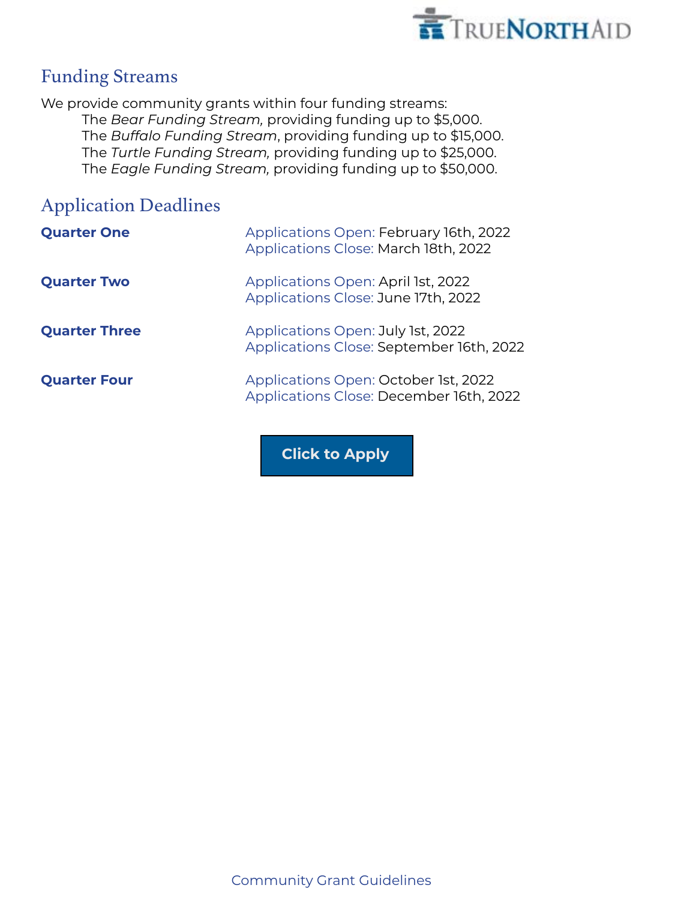## Funding Streams

We provide community grants within four funding streams:

- The *Bear Funding Stream,* providing funding up to $5,000.
- The *Buffalo Funding Stream*, providing funding up to $15,000.
- The *Turtle Funding Stream,* providing funding up to $25,000.
- The *Eagle Funding Stream,* providing funding up to $50,000.

## Application Deadlines

**Quarter One**
Applications Open: February 16th, 2022
Applications Close: March 18th, 2022

**Quarter Two**
Applications Open: April 1st, 2022
Applications Close: June 17th, 2022

**Quarter Three**
Applications Open: July 1st, 2022
Applications Close: September 16th, 2022

**Quarter Four**
Applications Open: October 1st, 2022
Applications Close: December 16th, 2022

**Click to Apply**